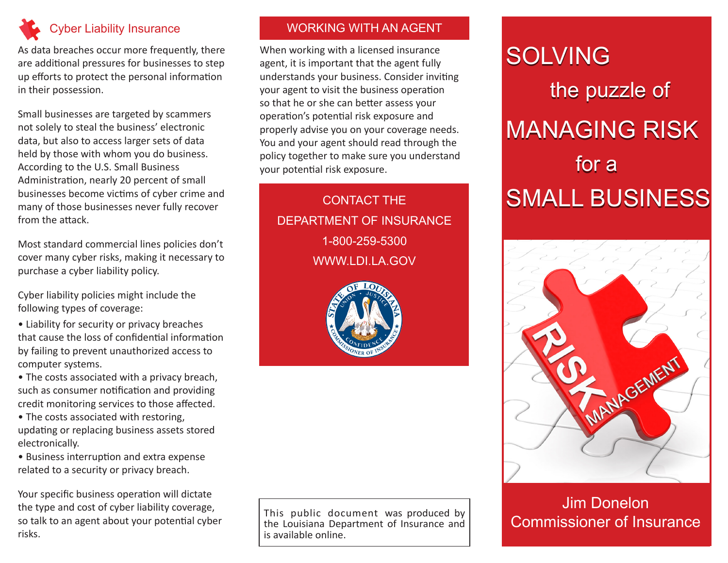## Cyber Liability Insurance

As data breaches occur more frequently, there are additional pressures for businesses to step up efforts to protect the personal information in their possession.

Small businesses are targeted by scammers not solely to steal the business' electronic data, but also to access larger sets of data held by those with whom you do business. According to the U.S. Small Business Administration, nearly 20 percent of small businesses become victims of cyber crime and many of those businesses never fully recover from the attack.

Most standard commercial lines policies don't cover many cyber risks, making it necessary to purchase a cyber liability policy.

Cyber liability policies might include the following types of coverage:

- Liability for security or privacy breaches that cause the loss of confidential information by failing to prevent unauthorized access to computer systems.
- The costs associated with a privacy breach, such as consumer notification and providing credit monitoring services to those affected.
- The costs associated with restoring, updating or replacing business assets stored electronically.
- Business interruption and extra expense related to a security or privacy breach.

Your specific business operation will dictate the type and cost of cyber liability coverage, so talk to an agent about your potential cyber risks.

## WORKING WITH AN AGENT

When working with a licensed insurance agent, it is important that the agent fully understands your business. Consider inviting your agent to visit the business operation so that he or she can better assess your operation's potential risk exposure and properly advise you on your coverage needs. You and your agent should read through the policy together to make sure you understand your potential risk exposure.

**CONTACT THE DEPARTMENT OF INSURANCE**

**1-800-259-5300**

**WWW.LDI.LA.GOV**

This public document was produced by the Louisiana Department of Insurance and is available online.

# SOLVING the puzzle of MANAGING RISK for a SMALL BUSINESS

Jim Donelon
Commissioner of Insurance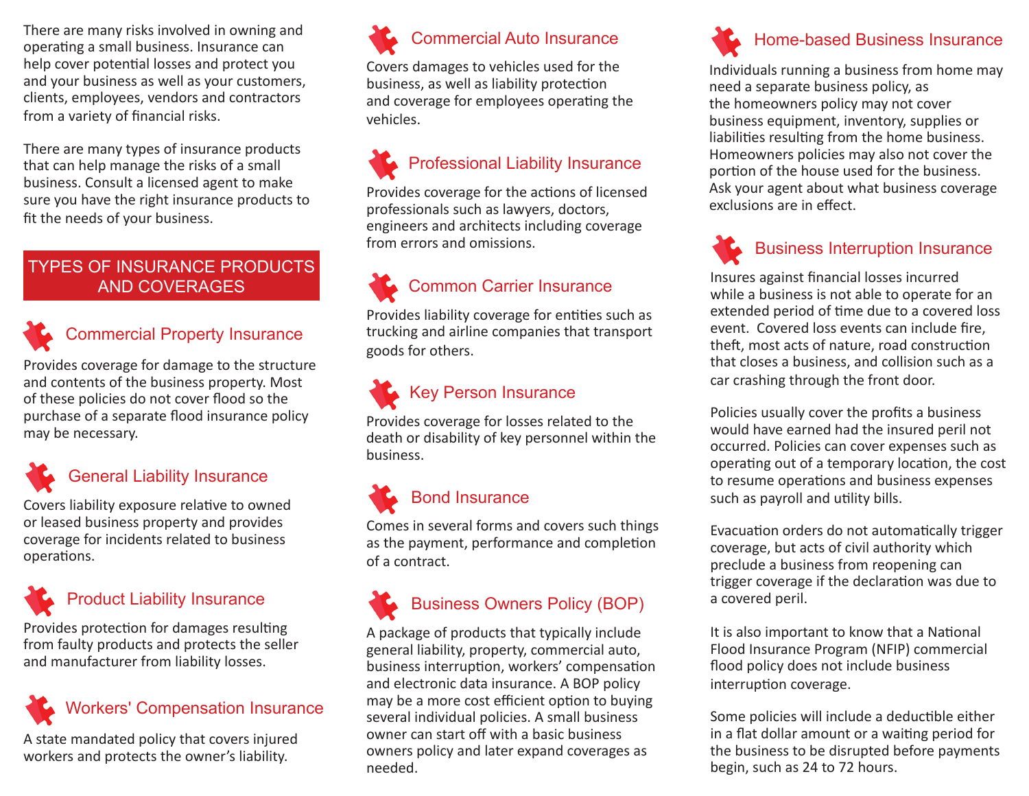There are many risks involved in owning and operating a small business. Insurance can help cover potential losses and protect you and your business as well as your customers, clients, employees, vendors and contractors from a variety of financial risks.

There are many types of insurance products that can help manage the risks of a small business. Consult a licensed agent to make sure you have the right insurance products to fit the needs of your business.

## TYPES OF INSURANCE PRODUCTS AND COVERAGES

### Commercial Property Insurance

Provides coverage for damage to the structure and contents of the business property. Most of these policies do not cover flood so the purchase of a separate flood insurance policy may be necessary.

### General Liability Insurance

Covers liability exposure relative to owned or leased business property and provides coverage for incidents related to business operations.

### Product Liability Insurance

Provides protection for damages resulting from faulty products and protects the seller and manufacturer from liability losses.

### Workers' Compensation Insurance

A state mandated policy that covers injured workers and protects the owner's liability.

### Commercial Auto Insurance

Covers damages to vehicles used for the business, as well as liability protection and coverage for employees operating the vehicles.

### Professional Liability Insurance

Provides coverage for the actions of licensed professionals such as lawyers, doctors, engineers and architects including coverage from errors and omissions.

### Common Carrier Insurance

Provides liability coverage for entities such as trucking and airline companies that transport goods for others.

### Key Person Insurance

Provides coverage for losses related to the death or disability of key personnel within the business.

### Bond Insurance

Comes in several forms and covers such things as the payment, performance and completion of a contract.

### Business Owners Policy (BOP)

A package of products that typically include general liability, property, commercial auto, business interruption, workers' compensation and electronic data insurance. A BOP policy may be a more cost efficient option to buying several individual policies. A small business owner can start off with a basic business owners policy and later expand coverages as needed.

### Home-based Business Insurance

Individuals running a business from home may need a separate business policy, as the homeowners policy may not cover business equipment, inventory, supplies or liabilities resulting from the home business. Homeowners policies may also not cover the portion of the house used for the business. Ask your agent about what business coverage exclusions are in effect.

### Business Interruption Insurance

Insures against financial losses incurred while a business is not able to operate for an extended period of time due to a covered loss event. Covered loss events can include fire, theft, most acts of nature, road construction that closes a business, and collision such as a car crashing through the front door.

Policies usually cover the profits a business would have earned had the insured peril not occurred. Policies can cover expenses such as operating out of a temporary location, the cost to resume operations and business expenses such as payroll and utility bills.

Evacuation orders do not automatically trigger coverage, but acts of civil authority which preclude a business from reopening can trigger coverage if the declaration was due to a covered peril.

It is also important to know that a National Flood Insurance Program (NFIP) commercial flood policy does not include business interruption coverage.

Some policies will include a deductible either in a flat dollar amount or a waiting period for the business to be disrupted before payments begin, such as 24 to 72 hours.